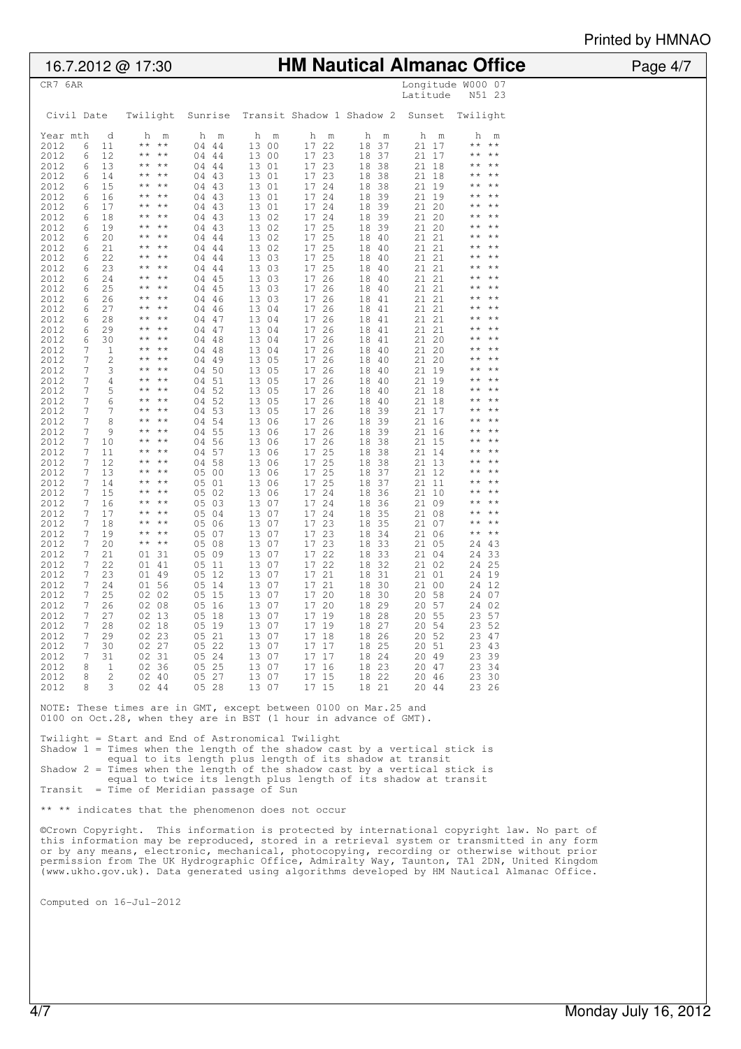# HM Nautical Almanac Office

16.7.2012 @ 17:30

CR7 6AR

Longitude W000 07
Latitude N51 23

| Civil Date | | | Twilight | Sunrise | Transit | Shadow 1 | Shadow 2 | Sunset | Twilight |
|---|---|---|---|---|---|---|---|---|---|
| Year | mth | d | h m | h m | h m | h m | h m | h m | h m |
| 2012 | 6 | 11 | ** ** | 04 44 | 13 00 | 17 22 | 18 37 | 21 17 | ** ** |
| 2012 | 6 | 12 | ** ** | 04 44 | 13 00 | 17 23 | 18 37 | 21 17 | ** ** |
| 2012 | 6 | 13 | ** ** | 04 44 | 13 01 | 17 23 | 18 38 | 21 18 | ** ** |
| 2012 | 6 | 14 | ** ** | 04 43 | 13 01 | 17 23 | 18 38 | 21 18 | ** ** |
| 2012 | 6 | 15 | ** ** | 04 43 | 13 01 | 17 24 | 18 38 | 21 19 | ** ** |
| 2012 | 6 | 16 | ** ** | 04 43 | 13 01 | 17 24 | 18 39 | 21 19 | ** ** |
| 2012 | 6 | 17 | ** ** | 04 43 | 13 01 | 17 24 | 18 39 | 21 20 | ** ** |
| 2012 | 6 | 18 | ** ** | 04 43 | 13 02 | 17 24 | 18 39 | 21 20 | ** ** |
| 2012 | 6 | 19 | ** ** | 04 43 | 13 02 | 17 25 | 18 39 | 21 20 | ** ** |
| 2012 | 6 | 20 | ** ** | 04 44 | 13 02 | 17 25 | 18 40 | 21 21 | ** ** |
| 2012 | 6 | 21 | ** ** | 04 44 | 13 02 | 17 25 | 18 40 | 21 21 | ** ** |
| 2012 | 6 | 22 | ** ** | 04 44 | 13 03 | 17 25 | 18 40 | 21 21 | ** ** |
| 2012 | 6 | 23 | ** ** | 04 44 | 13 03 | 17 25 | 18 40 | 21 21 | ** ** |
| 2012 | 6 | 24 | ** ** | 04 45 | 13 03 | 17 26 | 18 40 | 21 21 | ** ** |
| 2012 | 6 | 25 | ** ** | 04 45 | 13 03 | 17 26 | 18 40 | 21 21 | ** ** |
| 2012 | 6 | 26 | ** ** | 04 46 | 13 03 | 17 26 | 18 41 | 21 21 | ** ** |
| 2012 | 6 | 27 | ** ** | 04 46 | 13 04 | 17 26 | 18 41 | 21 21 | ** ** |
| 2012 | 6 | 28 | ** ** | 04 47 | 13 04 | 17 26 | 18 41 | 21 21 | ** ** |
| 2012 | 6 | 29 | ** ** | 04 47 | 13 04 | 17 26 | 18 41 | 21 21 | ** ** |
| 2012 | 6 | 30 | ** ** | 04 48 | 13 04 | 17 26 | 18 41 | 21 20 | ** ** |
| 2012 | 7 | 1 | ** ** | 04 48 | 13 04 | 17 26 | 18 40 | 21 20 | ** ** |
| 2012 | 7 | 2 | ** ** | 04 49 | 13 05 | 17 26 | 18 40 | 21 20 | ** ** |
| 2012 | 7 | 3 | ** ** | 04 50 | 13 05 | 17 26 | 18 40 | 21 19 | ** ** |
| 2012 | 7 | 4 | ** ** | 04 51 | 13 05 | 17 26 | 18 40 | 21 19 | ** ** |
| 2012 | 7 | 5 | ** ** | 04 52 | 13 05 | 17 26 | 18 40 | 21 18 | ** ** |
| 2012 | 7 | 6 | ** ** | 04 52 | 13 05 | 17 26 | 18 40 | 21 18 | ** ** |
| 2012 | 7 | 7 | ** ** | 04 53 | 13 05 | 17 26 | 18 39 | 21 17 | ** ** |
| 2012 | 7 | 8 | ** ** | 04 54 | 13 06 | 17 26 | 18 39 | 21 16 | ** ** |
| 2012 | 7 | 9 | ** ** | 04 55 | 13 06 | 17 26 | 18 39 | 21 16 | ** ** |
| 2012 | 7 | 10 | ** ** | 04 56 | 13 06 | 17 26 | 18 38 | 21 15 | ** ** |
| 2012 | 7 | 11 | ** ** | 04 57 | 13 06 | 17 25 | 18 38 | 21 14 | ** ** |
| 2012 | 7 | 12 | ** ** | 04 58 | 13 06 | 17 25 | 18 38 | 21 13 | ** ** |
| 2012 | 7 | 13 | ** ** | 05 00 | 13 06 | 17 25 | 18 37 | 21 12 | ** ** |
| 2012 | 7 | 14 | ** ** | 05 01 | 13 06 | 17 25 | 18 37 | 21 11 | ** ** |
| 2012 | 7 | 15 | ** ** | 05 02 | 13 06 | 17 24 | 18 36 | 21 10 | ** ** |
| 2012 | 7 | 16 | ** ** | 05 03 | 13 07 | 17 24 | 18 36 | 21 09 | ** ** |
| 2012 | 7 | 17 | ** ** | 05 04 | 13 07 | 17 24 | 18 35 | 21 08 | ** ** |
| 2012 | 7 | 18 | ** ** | 05 06 | 13 07 | 17 23 | 18 35 | 21 07 | ** ** |
| 2012 | 7 | 19 | ** ** | 05 07 | 13 07 | 17 23 | 18 34 | 21 06 | ** ** |
| 2012 | 7 | 20 | ** ** | 05 08 | 13 07 | 17 23 | 18 33 | 21 05 | 24 43 |
| 2012 | 7 | 21 | 01 31 | 05 09 | 13 07 | 17 22 | 18 33 | 21 04 | 24 33 |
| 2012 | 7 | 22 | 01 41 | 05 11 | 13 07 | 17 22 | 18 32 | 21 02 | 24 25 |
| 2012 | 7 | 23 | 01 49 | 05 12 | 13 07 | 17 21 | 18 31 | 21 01 | 24 19 |
| 2012 | 7 | 24 | 01 56 | 05 14 | 13 07 | 17 21 | 18 30 | 21 00 | 24 12 |
| 2012 | 7 | 25 | 02 02 | 05 15 | 13 07 | 17 20 | 18 30 | 20 58 | 24 07 |
| 2012 | 7 | 26 | 02 08 | 05 16 | 13 07 | 17 20 | 18 29 | 20 57 | 24 02 |
| 2012 | 7 | 27 | 02 13 | 05 18 | 13 07 | 17 19 | 18 28 | 20 55 | 23 57 |
| 2012 | 7 | 28 | 02 18 | 05 19 | 13 07 | 17 19 | 18 27 | 20 54 | 23 52 |
| 2012 | 7 | 29 | 02 23 | 05 21 | 13 07 | 17 18 | 18 26 | 20 52 | 23 47 |
| 2012 | 7 | 30 | 02 27 | 05 22 | 13 07 | 17 17 | 18 25 | 20 51 | 23 43 |
| 2012 | 7 | 31 | 02 31 | 05 24 | 13 07 | 17 17 | 18 24 | 20 49 | 23 39 |
| 2012 | 8 | 1 | 02 36 | 05 25 | 13 07 | 17 16 | 18 23 | 20 47 | 23 34 |
| 2012 | 8 | 2 | 02 40 | 05 27 | 13 07 | 17 15 | 18 22 | 20 46 | 23 30 |
| 2012 | 8 | 3 | 02 44 | 05 28 | 13 07 | 17 15 | 18 21 | 20 44 | 23 26 |

NOTE: These times are in GMT, except between 0100 on Mar.25 and 0100 on Oct.28, when they are in BST (1 hour in advance of GMT).

Twilight = Start and End of Astronomical Twilight
Shadow 1 = Times when the length of the shadow cast by a vertical stick is equal to its length plus length of its shadow at transit
Shadow 2 = Times when the length of the shadow cast by a vertical stick is equal to twice its length plus length of its shadow at transit
Transit = Time of Meridian passage of Sun

** ** indicates that the phenomenon does not occur

©Crown Copyright. This information is protected by international copyright law. No part of this information may be reproduced, stored in a retrieval system or transmitted in any form or by any means, electronic, mechanical, photocopying, recording or otherwise without prior permission from The UK Hydrographic Office, Admiralty Way, Taunton, TA1 2DN, United Kingdom (www.ukho.gov.uk). Data generated using algorithms developed by HM Nautical Almanac Office.

Computed on 16-Jul-2012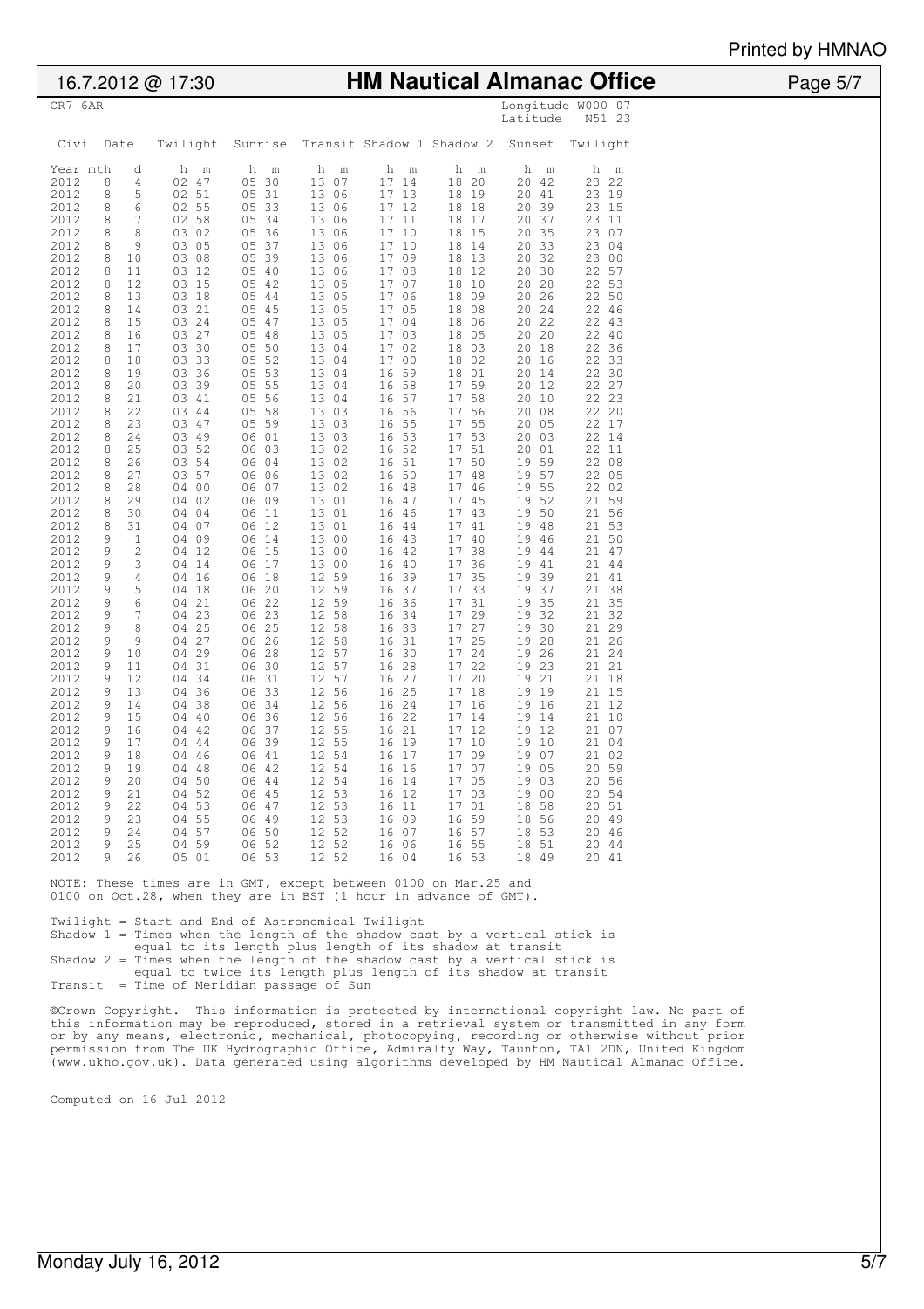CR7 6AR

Longitude W000 07
Latitude N51 23

| Civil Date | | | Twilight | Sunrise | Transit | Shadow 1 | Shadow 2 | Sunset | Twilight |
|---|---|---|---|---|---|---|---|---|---|
| Year | mth | d | h m | h m | h m | h m | h m | h m | h m |
| 2012 | 8 | 4 | 02 47 | 05 30 | 13 07 | 17 14 | 18 20 | 20 42 | 23 22 |
| 2012 | 8 | 5 | 02 51 | 05 31 | 13 06 | 17 13 | 18 19 | 20 41 | 23 19 |
| 2012 | 8 | 6 | 02 55 | 05 33 | 13 06 | 17 12 | 18 18 | 20 39 | 23 15 |
| 2012 | 8 | 7 | 02 58 | 05 34 | 13 06 | 17 11 | 18 17 | 20 37 | 23 11 |
| 2012 | 8 | 8 | 03 02 | 05 36 | 13 06 | 17 10 | 18 15 | 20 35 | 23 07 |
| 2012 | 8 | 9 | 03 05 | 05 37 | 13 06 | 17 10 | 18 14 | 20 33 | 23 04 |
| 2012 | 8 | 10 | 03 08 | 05 39 | 13 06 | 17 09 | 18 13 | 20 32 | 23 00 |
| 2012 | 8 | 11 | 03 12 | 05 40 | 13 06 | 17 08 | 18 12 | 20 30 | 22 57 |
| 2012 | 8 | 12 | 03 15 | 05 42 | 13 05 | 17 07 | 18 10 | 20 28 | 22 53 |
| 2012 | 8 | 13 | 03 18 | 05 44 | 13 05 | 17 06 | 18 09 | 20 26 | 22 50 |
| 2012 | 8 | 14 | 03 21 | 05 45 | 13 05 | 17 05 | 18 08 | 20 24 | 22 46 |
| 2012 | 8 | 15 | 03 24 | 05 47 | 13 05 | 17 04 | 18 06 | 20 22 | 22 43 |
| 2012 | 8 | 16 | 03 27 | 05 48 | 13 05 | 17 03 | 18 05 | 20 20 | 22 40 |
| 2012 | 8 | 17 | 03 30 | 05 50 | 13 04 | 17 02 | 18 03 | 20 18 | 22 36 |
| 2012 | 8 | 18 | 03 33 | 05 52 | 13 04 | 17 00 | 18 02 | 20 16 | 22 33 |
| 2012 | 8 | 19 | 03 36 | 05 53 | 13 04 | 16 59 | 18 01 | 20 14 | 22 30 |
| 2012 | 8 | 20 | 03 39 | 05 55 | 13 04 | 16 58 | 17 59 | 20 12 | 22 27 |
| 2012 | 8 | 21 | 03 41 | 05 56 | 13 04 | 16 57 | 17 58 | 20 10 | 22 23 |
| 2012 | 8 | 22 | 03 44 | 05 58 | 13 03 | 16 56 | 17 56 | 20 08 | 22 20 |
| 2012 | 8 | 23 | 03 47 | 05 59 | 13 03 | 16 55 | 17 55 | 20 05 | 22 17 |
| 2012 | 8 | 24 | 03 49 | 06 01 | 13 03 | 16 53 | 17 53 | 20 03 | 22 14 |
| 2012 | 8 | 25 | 03 52 | 06 03 | 13 02 | 16 52 | 17 51 | 20 01 | 22 11 |
| 2012 | 8 | 26 | 03 54 | 06 04 | 13 02 | 16 51 | 17 50 | 19 59 | 22 08 |
| 2012 | 8 | 27 | 03 57 | 06 06 | 13 02 | 16 50 | 17 48 | 19 57 | 22 05 |
| 2012 | 8 | 28 | 04 00 | 06 07 | 13 02 | 16 48 | 17 46 | 19 55 | 22 02 |
| 2012 | 8 | 29 | 04 02 | 06 09 | 13 01 | 16 47 | 17 45 | 19 52 | 21 59 |
| 2012 | 8 | 30 | 04 04 | 06 11 | 13 01 | 16 46 | 17 43 | 19 50 | 21 56 |
| 2012 | 8 | 31 | 04 07 | 06 12 | 13 01 | 16 44 | 17 41 | 19 48 | 21 53 |
| 2012 | 9 | 1 | 04 09 | 06 14 | 13 00 | 16 43 | 17 40 | 19 46 | 21 50 |
| 2012 | 9 | 2 | 04 12 | 06 15 | 13 00 | 16 42 | 17 38 | 19 44 | 21 47 |
| 2012 | 9 | 3 | 04 14 | 06 17 | 13 00 | 16 40 | 17 36 | 19 41 | 21 44 |
| 2012 | 9 | 4 | 04 16 | 06 18 | 12 59 | 16 39 | 17 35 | 19 39 | 21 41 |
| 2012 | 9 | 5 | 04 18 | 06 20 | 12 59 | 16 37 | 17 33 | 19 37 | 21 38 |
| 2012 | 9 | 6 | 04 21 | 06 22 | 12 59 | 16 36 | 17 31 | 19 35 | 21 35 |
| 2012 | 9 | 7 | 04 23 | 06 23 | 12 58 | 16 34 | 17 29 | 19 32 | 21 32 |
| 2012 | 9 | 8 | 04 25 | 06 25 | 12 58 | 16 33 | 17 27 | 19 30 | 21 29 |
| 2012 | 9 | 9 | 04 27 | 06 26 | 12 58 | 16 31 | 17 25 | 19 28 | 21 26 |
| 2012 | 9 | 10 | 04 29 | 06 28 | 12 57 | 16 30 | 17 24 | 19 26 | 21 24 |
| 2012 | 9 | 11 | 04 31 | 06 30 | 12 57 | 16 28 | 17 22 | 19 23 | 21 21 |
| 2012 | 9 | 12 | 04 34 | 06 31 | 12 57 | 16 27 | 17 20 | 19 21 | 21 18 |
| 2012 | 9 | 13 | 04 36 | 06 33 | 12 56 | 16 25 | 17 18 | 19 19 | 21 15 |
| 2012 | 9 | 14 | 04 38 | 06 34 | 12 56 | 16 24 | 17 16 | 19 16 | 21 12 |
| 2012 | 9 | 15 | 04 40 | 06 36 | 12 56 | 16 22 | 17 14 | 19 14 | 21 10 |
| 2012 | 9 | 16 | 04 42 | 06 37 | 12 55 | 16 21 | 17 12 | 19 12 | 21 07 |
| 2012 | 9 | 17 | 04 44 | 06 39 | 12 55 | 16 19 | 17 10 | 19 10 | 21 04 |
| 2012 | 9 | 18 | 04 46 | 06 41 | 12 54 | 16 17 | 17 09 | 19 07 | 21 02 |
| 2012 | 9 | 19 | 04 48 | 06 42 | 12 54 | 16 16 | 17 07 | 19 05 | 20 59 |
| 2012 | 9 | 20 | 04 50 | 06 44 | 12 54 | 16 14 | 17 05 | 19 03 | 20 56 |
| 2012 | 9 | 21 | 04 52 | 06 45 | 12 53 | 16 12 | 17 03 | 19 00 | 20 54 |
| 2012 | 9 | 22 | 04 53 | 06 47 | 12 53 | 16 11 | 17 01 | 18 58 | 20 51 |
| 2012 | 9 | 23 | 04 55 | 06 49 | 12 53 | 16 09 | 16 59 | 18 56 | 20 49 |
| 2012 | 9 | 24 | 04 57 | 06 50 | 12 52 | 16 07 | 16 57 | 18 53 | 20 46 |
| 2012 | 9 | 25 | 04 59 | 06 52 | 12 52 | 16 06 | 16 55 | 18 51 | 20 44 |
| 2012 | 9 | 26 | 05 01 | 06 53 | 12 52 | 16 04 | 16 53 | 18 49 | 20 41 |

NOTE: These times are in GMT, except between 0100 on Mar.25 and 0100 on Oct.28, when they are in BST (1 hour in advance of GMT).

Twilight = Start and End of Astronomical Twilight
Shadow 1 = Times when the length of the shadow cast by a vertical stick is equal to its length plus length of its shadow at transit
Shadow 2 = Times when the length of the shadow cast by a vertical stick is equal to twice its length plus length of its shadow at transit
Transit = Time of Meridian passage of Sun

©Crown Copyright. This information is protected by international copyright law. No part of this information may be reproduced, stored in a retrieval system or transmitted in any form or by any means, electronic, mechanical, photocopying, recording or otherwise without prior permission from The UK Hydrographic Office, Admiralty Way, Taunton, TA1 2DN, United Kingdom (www.ukho.gov.uk). Data generated using algorithms developed by HM Nautical Almanac Office.

Computed on 16-Jul-2012